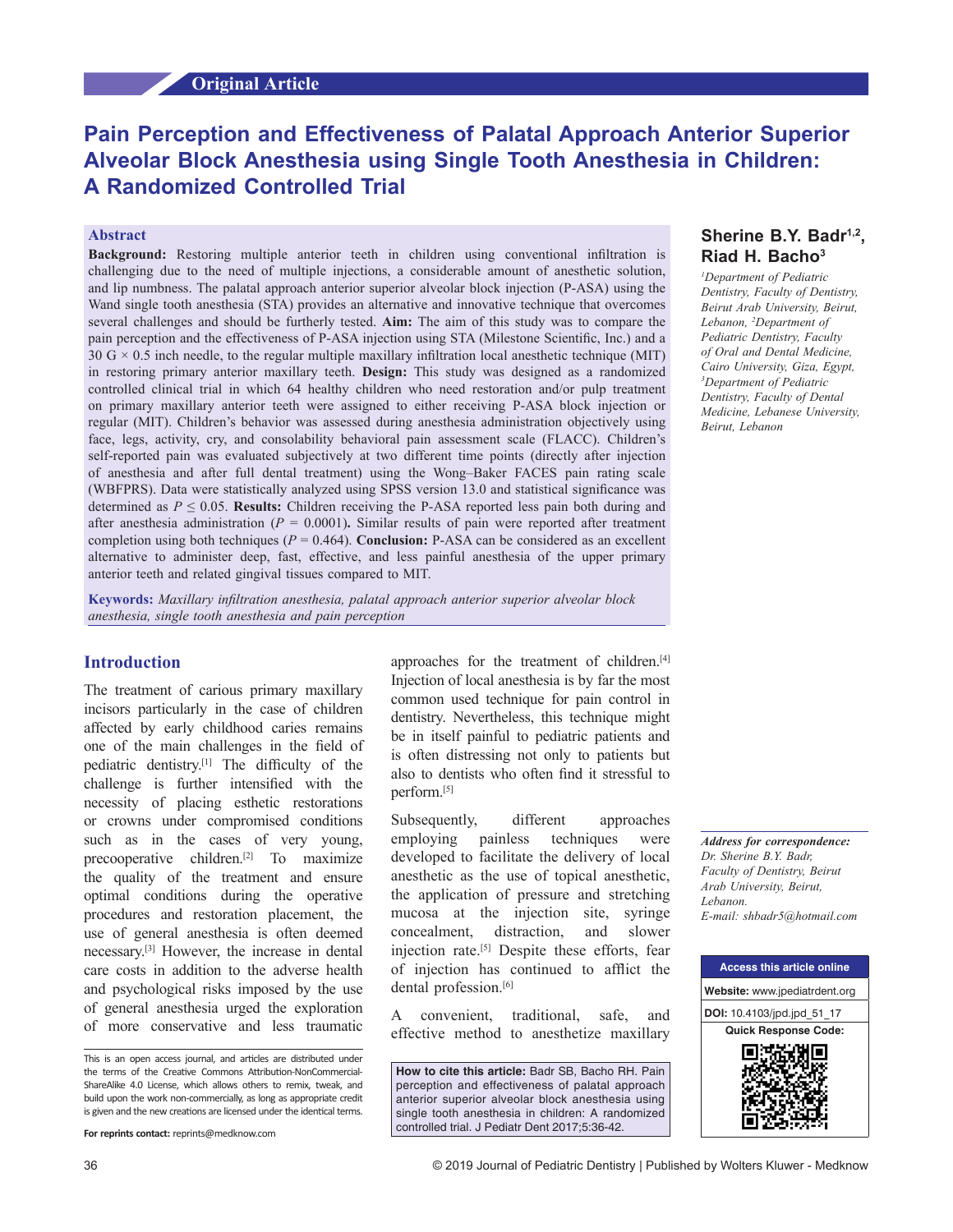Original Article

# Pain Perception and Effectiveness of Palatal Approach Anterior Superior Alveolar Block Anesthesia using Single Tooth Anesthesia in Children: A Randomized Controlled Trial

**Sherine B.Y. Badr[1,2], Riad H. Bacho[3]**

*[1]Department of Pediatric Dentistry, Faculty of Dentistry, Beirut Arab University, Beirut, Lebanon, [2]Department of Pediatric Dentistry, Faculty of Oral and Dental Medicine, Cairo University, Giza, Egypt, [3]Department of Pediatric Dentistry, Faculty of Dental Medicine, Lebanese University, Beirut, Lebanon*

## Abstract

**Background:** Restoring multiple anterior teeth in children using conventional infiltration is challenging due to the need of multiple injections, a considerable amount of anesthetic solution, and lip numbness. The palatal approach anterior superior alveolar block injection (P-ASA) using the Wand single tooth anesthesia (STA) provides an alternative and innovative technique that overcomes several challenges and should be furtherly tested. **Aim:** The aim of this study was to compare the pain perception and the effectiveness of P-ASA injection using STA (Milestone Scientific, Inc.) and a 30 G × 0.5 inch needle, to the regular multiple maxillary infiltration local anesthetic technique (MIT) in restoring primary anterior maxillary teeth. **Design:** This study was designed as a randomized controlled clinical trial in which 64 healthy children who need restoration and/or pulp treatment on primary maxillary anterior teeth were assigned to either receiving P-ASA block injection or regular (MIT). Children's behavior was assessed during anesthesia administration objectively using face, legs, activity, cry, and consolability behavioral pain assessment scale (FLACC). Children's self-reported pain was evaluated subjectively at two different time points (directly after injection of anesthesia and after full dental treatment) using the Wong–Baker FACES pain rating scale (WBFPRS). Data were statistically analyzed using SPSS version 13.0 and statistical significance was determined as $P \leq 0.05$. **Results:** Children receiving the P-ASA reported less pain both during and after anesthesia administration ($P = 0.0001$). Similar results of pain were reported after treatment completion using both techniques ($P = 0.464$). **Conclusion:** P-ASA can be considered as an excellent alternative to administer deep, fast, effective, and less painful anesthesia of the upper primary anterior teeth and related gingival tissues compared to MIT.

**Keywords:** *Maxillary infiltration anesthesia, palatal approach anterior superior alveolar block anesthesia, single tooth anesthesia and pain perception*

## Introduction

The treatment of carious primary maxillary incisors particularly in the case of children affected by early childhood caries remains one of the main challenges in the field of pediatric dentistry.[1] The difficulty of the challenge is further intensified with the necessity of placing esthetic restorations or crowns under compromised conditions such as in the cases of very young, precooperative children.[2] To maximize the quality of the treatment and ensure optimal conditions during the operative procedures and restoration placement, the use of general anesthesia is often deemed necessary.[3] However, the increase in dental care costs in addition to the adverse health and psychological risks imposed by the use of general anesthesia urged the exploration of more conservative and less traumatic approaches for the treatment of children.[4] Injection of local anesthesia is by far the most common used technique for pain control in dentistry. Nevertheless, this technique might be in itself painful to pediatric patients and is often distressing not only to patients but also to dentists who often find it stressful to perform.[5]

Subsequently, different approaches employing painless techniques were developed to facilitate the delivery of local anesthetic as the use of topical anesthetic, the application of pressure and stretching mucosa at the injection site, syringe concealment, distraction, and slower injection rate.[5] Despite these efforts, fear of injection has continued to afflict the dental profession.[6]

A convenient, traditional, safe, and effective method to anesthetize maxillary

**How to cite this article:** Badr SB, Bacho RH. Pain perception and effectiveness of palatal approach anterior superior alveolar block anesthesia using single tooth anesthesia in children: A randomized controlled trial. J Pediatr Dent 2017;5:36-42.

*Address for correspondence:*
*Dr. Sherine B.Y. Badr,*
*Faculty of Dentistry, Beirut Arab University, Beirut, Lebanon.*
*E-mail: shbadr5@hotmail.com*

**Access this article online**

**Website:** www.jpediatrdent.org

**DOI:** 10.4103/jpd.jpd_51_17

**Quick Response Code:**

This is an open access journal, and articles are distributed under the terms of the Creative Commons Attribution-NonCommercial-ShareAlike 4.0 License, which allows others to remix, tweak, and build upon the work non-commercially, as long as appropriate credit is given and the new creations are licensed under the identical terms.

**For reprints contact:** reprints@medknow.com

© 2019 Journal of Pediatric Dentistry | Published by Wolters Kluwer - Medknow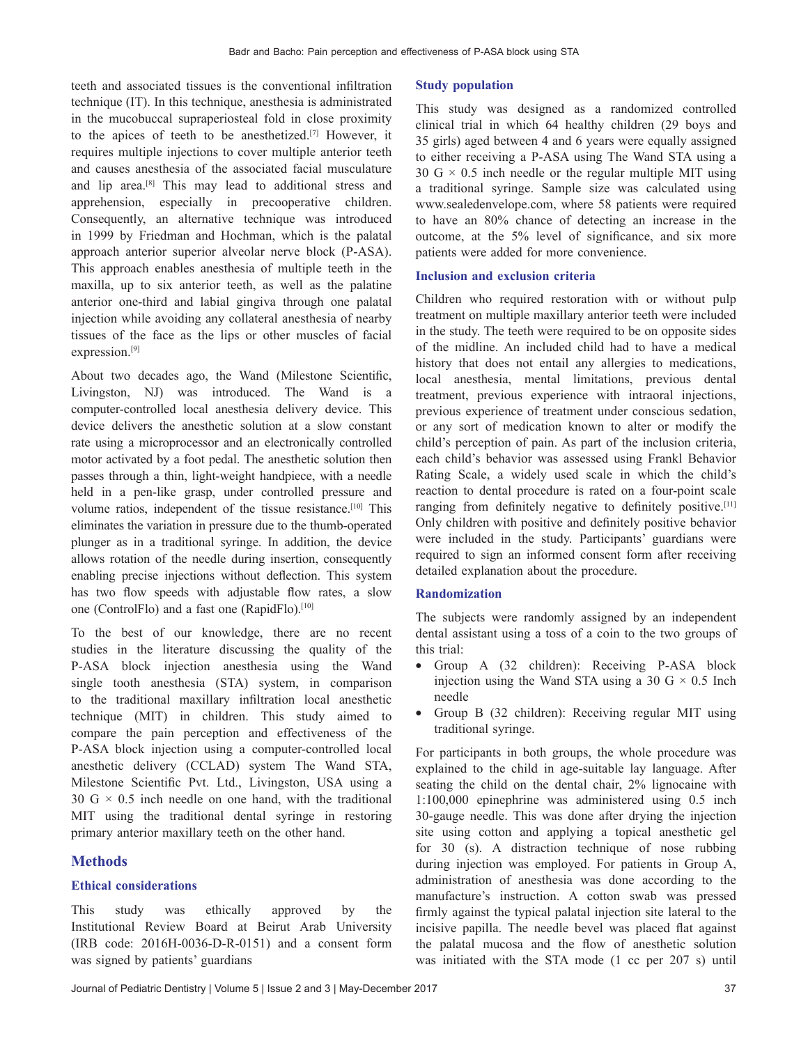teeth and associated tissues is the conventional infiltration technique (IT). In this technique, anesthesia is administrated in the mucobuccal supraperiosteal fold in close proximity to the apices of teeth to be anesthetized.[7] However, it requires multiple injections to cover multiple anterior teeth and causes anesthesia of the associated facial musculature and lip area.[8] This may lead to additional stress and apprehension, especially in precooperative children. Consequently, an alternative technique was introduced in 1999 by Friedman and Hochman, which is the palatal approach anterior superior alveolar nerve block (P-ASA). This approach enables anesthesia of multiple teeth in the maxilla, up to six anterior teeth, as well as the palatine anterior one-third and labial gingiva through one palatal injection while avoiding any collateral anesthesia of nearby tissues of the face as the lips or other muscles of facial expression.[9]

About two decades ago, the Wand (Milestone Scientific, Livingston, NJ) was introduced. The Wand is a computer-controlled local anesthesia delivery device. This device delivers the anesthetic solution at a slow constant rate using a microprocessor and an electronically controlled motor activated by a foot pedal. The anesthetic solution then passes through a thin, light-weight handpiece, with a needle held in a pen-like grasp, under controlled pressure and volume ratios, independent of the tissue resistance.[10] This eliminates the variation in pressure due to the thumb-operated plunger as in a traditional syringe. In addition, the device allows rotation of the needle during insertion, consequently enabling precise injections without deflection. This system has two flow speeds with adjustable flow rates, a slow one (ControlFlo) and a fast one (RapidFlo).[10]

To the best of our knowledge, there are no recent studies in the literature discussing the quality of the P-ASA block injection anesthesia using the Wand single tooth anesthesia (STA) system, in comparison to the traditional maxillary infiltration local anesthetic technique (MIT) in children. This study aimed to compare the pain perception and effectiveness of the P-ASA block injection using a computer-controlled local anesthetic delivery (CCLAD) system The Wand STA, Milestone Scientific Pvt. Ltd., Livingston, USA using a 30 G × 0.5 inch needle on one hand, with the traditional MIT using the traditional dental syringe in restoring primary anterior maxillary teeth on the other hand.

## Methods

### Ethical considerations

This study was ethically approved by the Institutional Review Board at Beirut Arab University (IRB code: 2016H-0036-D-R-0151) and a consent form was signed by patients' guardians

### Study population

This study was designed as a randomized controlled clinical trial in which 64 healthy children (29 boys and 35 girls) aged between 4 and 6 years were equally assigned to either receiving a P-ASA using The Wand STA using a 30 G × 0.5 inch needle or the regular multiple MIT using a traditional syringe. Sample size was calculated using www.sealedenvelope.com, where 58 patients were required to have an 80% chance of detecting an increase in the outcome, at the 5% level of significance, and six more patients were added for more convenience.

### Inclusion and exclusion criteria

Children who required restoration with or without pulp treatment on multiple maxillary anterior teeth were included in the study. The teeth were required to be on opposite sides of the midline. An included child had to have a medical history that does not entail any allergies to medications, local anesthesia, mental limitations, previous dental treatment, previous experience with intraoral injections, previous experience of treatment under conscious sedation, or any sort of medication known to alter or modify the child's perception of pain. As part of the inclusion criteria, each child's behavior was assessed using Frankl Behavior Rating Scale, a widely used scale in which the child's reaction to dental procedure is rated on a four-point scale ranging from definitely negative to definitely positive.[11] Only children with positive and definitely positive behavior were included in the study. Participants' guardians were required to sign an informed consent form after receiving detailed explanation about the procedure.

### Randomization

The subjects were randomly assigned by an independent dental assistant using a toss of a coin to the two groups of this trial:

- Group A (32 children): Receiving P-ASA block injection using the Wand STA using a 30 G × 0.5 Inch needle
- Group B (32 children): Receiving regular MIT using traditional syringe.

For participants in both groups, the whole procedure was explained to the child in age-suitable lay language. After seating the child on the dental chair, 2% lignocaine with 1:100,000 epinephrine was administered using 0.5 inch 30-gauge needle. This was done after drying the injection site using cotton and applying a topical anesthetic gel for 30 (s). A distraction technique of nose rubbing during injection was employed. For patients in Group A, administration of anesthesia was done according to the manufacture's instruction. A cotton swab was pressed firmly against the typical palatal injection site lateral to the incisive papilla. The needle bevel was placed flat against the palatal mucosa and the flow of anesthetic solution was initiated with the STA mode (1 cc per 207 s) until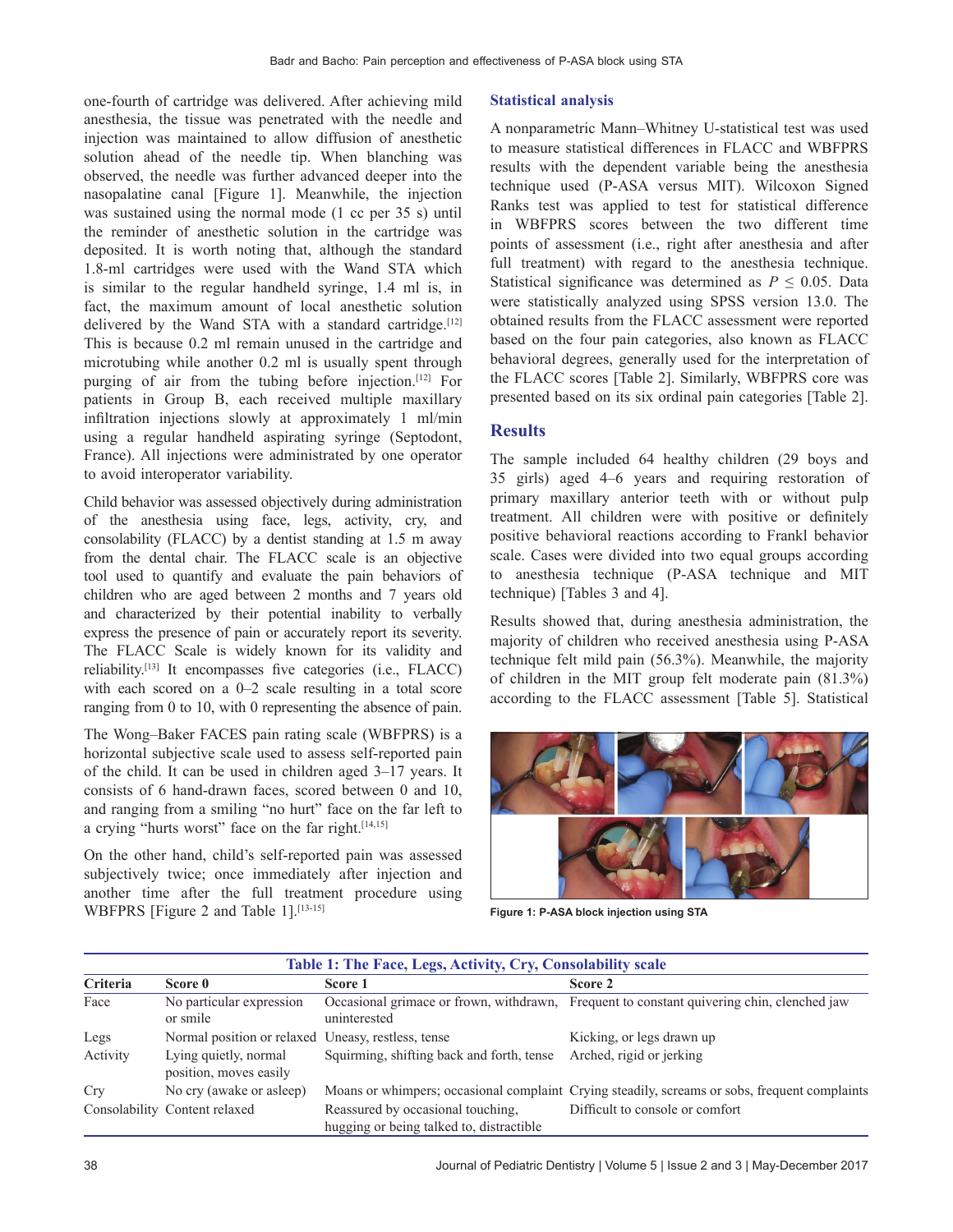one-fourth of cartridge was delivered. After achieving mild anesthesia, the tissue was penetrated with the needle and injection was maintained to allow diffusion of anesthetic solution ahead of the needle tip. When blanching was observed, the needle was further advanced deeper into the nasopalatine canal [Figure 1]. Meanwhile, the injection was sustained using the normal mode (1 cc per 35 s) until the reminder of anesthetic solution in the cartridge was deposited. It is worth noting that, although the standard 1.8-ml cartridges were used with the Wand STA which is similar to the regular handheld syringe, 1.4 ml is, in fact, the maximum amount of local anesthetic solution delivered by the Wand STA with a standard cartridge.[12] This is because 0.2 ml remain unused in the cartridge and microtubing while another 0.2 ml is usually spent through purging of air from the tubing before injection.[12] For patients in Group B, each received multiple maxillary infiltration injections slowly at approximately 1 ml/min using a regular handheld aspirating syringe (Septodont, France). All injections were administrated by one operator to avoid interoperator variability.

Child behavior was assessed objectively during administration of the anesthesia using face, legs, activity, cry, and consolability (FLACC) by a dentist standing at 1.5 m away from the dental chair. The FLACC scale is an objective tool used to quantify and evaluate the pain behaviors of children who are aged between 2 months and 7 years old and characterized by their potential inability to verbally express the presence of pain or accurately report its severity. The FLACC Scale is widely known for its validity and reliability.[13] It encompasses five categories (i.e., FLACC) with each scored on a 0–2 scale resulting in a total score ranging from 0 to 10, with 0 representing the absence of pain.

The Wong–Baker FACES pain rating scale (WBFPRS) is a horizontal subjective scale used to assess self-reported pain of the child. It can be used in children aged 3–17 years. It consists of 6 hand-drawn faces, scored between 0 and 10, and ranging from a smiling "no hurt" face on the far left to a crying "hurts worst" face on the far right.[14,15]

On the other hand, child's self-reported pain was assessed subjectively twice; once immediately after injection and another time after the full treatment procedure using WBFPRS [Figure 2 and Table 1].[13-15]

## Statistical analysis

A nonparametric Mann–Whitney U-statistical test was used to measure statistical differences in FLACC and WBFPRS results with the dependent variable being the anesthesia technique used (P-ASA versus MIT). Wilcoxon Signed Ranks test was applied to test for statistical difference in WBFPRS scores between the two different time points of assessment (i.e., right after anesthesia and after full treatment) with regard to the anesthesia technique. Statistical significance was determined as $P \leq 0.05$. Data were statistically analyzed using SPSS version 13.0. The obtained results from the FLACC assessment were reported based on the four pain categories, also known as FLACC behavioral degrees, generally used for the interpretation of the FLACC scores [Table 2]. Similarly, WBFPRS core was presented based on its six ordinal pain categories [Table 2].

# Results

The sample included 64 healthy children (29 boys and 35 girls) aged 4–6 years and requiring restoration of primary maxillary anterior teeth with or without pulp treatment. All children were with positive or definitely positive behavioral reactions according to Frankl behavior scale. Cases were divided into two equal groups according to anesthesia technique (P-ASA technique and MIT technique) [Tables 3 and 4].

Results showed that, during anesthesia administration, the majority of children who received anesthesia using P-ASA technique felt mild pain (56.3%). Meanwhile, the majority of children in the MIT group felt moderate pain (81.3%) according to the FLACC assessment [Table 5]. Statistical

**Figure 1: P-ASA block injection using STA**

**Table 1: The Face, Legs, Activity, Cry, Consolability scale**

| Criteria | Score 0 | Score 1 | Score 2 |
|---|---|---|---|
| Face | No particular expression or smile | Occasional grimace or frown, withdrawn, uninterested | Frequent to constant quivering chin, clenched jaw |
| Legs | Normal position or relaxed | Uneasy, restless, tense | Kicking, or legs drawn up |
| Activity | Lying quietly, normal position, moves easily | Squirming, shifting back and forth, tense | Arched, rigid or jerking |
| Cry | No cry (awake or asleep) | Moans or whimpers; occasional complaint | Crying steadily, screams or sobs, frequent complaints |
| Consolability | Content relaxed | Reassured by occasional touching, hugging or being talked to, distractible | Difficult to console or comfort |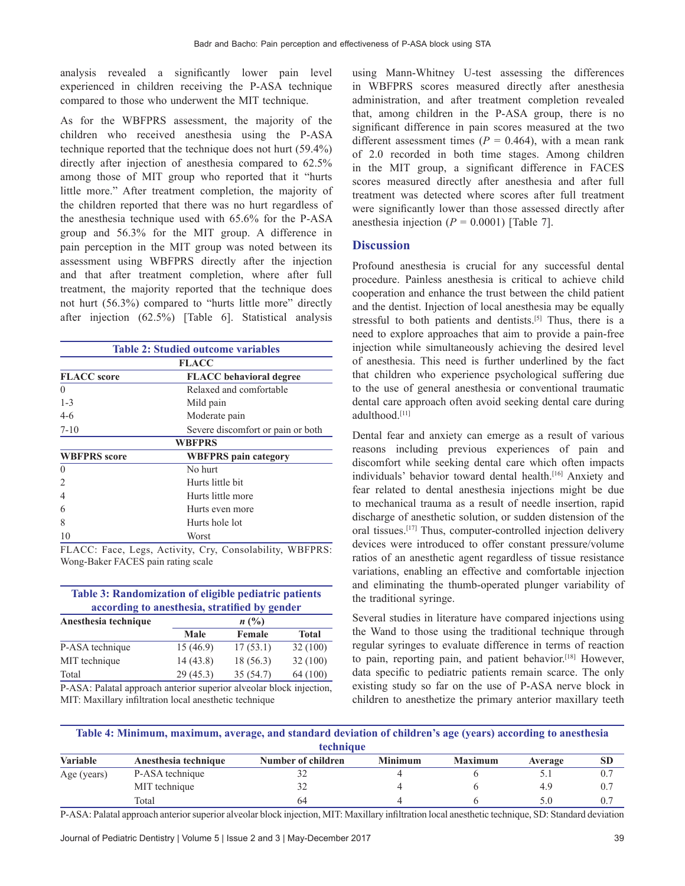analysis revealed a significantly lower pain level experienced in children receiving the P-ASA technique compared to those who underwent the MIT technique.

As for the WBFPRS assessment, the majority of the children who received anesthesia using the P-ASA technique reported that the technique does not hurt (59.4%) directly after injection of anesthesia compared to 62.5% among those of MIT group who reported that it "hurts little more." After treatment completion, the majority of the children reported that there was no hurt regardless of the anesthesia technique used with 65.6% for the P-ASA group and 56.3% for the MIT group. A difference in pain perception in the MIT group was noted between its assessment using WBFPRS directly after the injection and that after treatment completion, where after full treatment, the majority reported that the technique does not hurt (56.3%) compared to "hurts little more" directly after injection (62.5%) [Table 6]. Statistical analysis using Mann-Whitney U-test assessing the differences in WBFPRS scores measured directly after anesthesia administration, and after treatment completion revealed that, among children in the P-ASA group, there is no significant difference in pain scores measured at the two different assessment times ($P$ = 0.464), with a mean rank of 2.0 recorded in both time stages. Among children in the MIT group, a significant difference in FACES scores measured directly after anesthesia and after full treatment was detected where scores after full treatment were significantly lower than those assessed directly after anesthesia injection ($P$ = 0.0001) [Table 7].

**Table 2: Studied outcome variables**

| FLACC | |
|---|---|
| **FLACC score** | **FLACC behavioral degree** |
| 0 | Relaxed and comfortable |
| 1-3 | Mild pain |
| 4-6 | Moderate pain |
| 7-10 | Severe discomfort or pain or both |
| **WBFPRS** | |
| **WBFPRS score** | **WBFPRS pain category** |
| 0 | No hurt |
| 2 | Hurts little bit |
| 4 | Hurts little more |
| 6 | Hurts even more |
| 8 | Hurts hole lot |
| 10 | Worst |

FLACC: Face, Legs, Activity, Cry, Consolability, WBFPRS: Wong-Baker FACES pain rating scale

**Table 3: Randomization of eligible pediatric patients according to anesthesia, stratified by gender**

| Anesthesia technique | n (%) | | |
|---|---|---|---|
| | Male | Female | Total |
| P-ASA technique | 15 (46.9) | 17 (53.1) | 32 (100) |
| MIT technique | 14 (43.8) | 18 (56.3) | 32 (100) |
| Total | 29 (45.3) | 35 (54.7) | 64 (100) |

P-ASA: Palatal approach anterior superior alveolar block injection, MIT: Maxillary infiltration local anesthetic technique

## Discussion

Profound anesthesia is crucial for any successful dental procedure. Painless anesthesia is critical to achieve child cooperation and enhance the trust between the child patient and the dentist. Injection of local anesthesia may be equally stressful to both patients and dentists.[5] Thus, there is a need to explore approaches that aim to provide a pain-free injection while simultaneously achieving the desired level of anesthesia. This need is further underlined by the fact that children who experience psychological suffering due to the use of general anesthesia or conventional traumatic dental care approach often avoid seeking dental care during adulthood.[11]

Dental fear and anxiety can emerge as a result of various reasons including previous experiences of pain and discomfort while seeking dental care which often impacts individuals' behavior toward dental health.[16] Anxiety and fear related to dental anesthesia injections might be due to mechanical trauma as a result of needle insertion, rapid discharge of anesthetic solution, or sudden distension of the oral tissues.[17] Thus, computer-controlled injection delivery devices were introduced to offer constant pressure/volume ratios of an anesthetic agent regardless of tissue resistance variations, enabling an effective and comfortable injection and eliminating the thumb-operated plunger variability of the traditional syringe.

Several studies in literature have compared injections using the Wand to those using the traditional technique through regular syringes to evaluate difference in terms of reaction to pain, reporting pain, and patient behavior.[18] However, data specific to pediatric patients remain scarce. The only existing study so far on the use of P-ASA nerve block in children to anesthetize the primary anterior maxillary teeth

**Table 4: Minimum, maximum, average, and standard deviation of children's age (years) according to anesthesia technique**

| Variable | Anesthesia technique | Number of children | Minimum | Maximum | Average | SD |
|---|---|---|---|---|---|---|
| Age (years) | P-ASA technique | 32 | 4 | 6 | 5.1 | 0.7 |
| | MIT technique | 32 | 4 | 6 | 4.9 | 0.7 |
| | Total | 64 | 4 | 6 | 5.0 | 0.7 |

P-ASA: Palatal approach anterior superior alveolar block injection, MIT: Maxillary infiltration local anesthetic technique, SD: Standard deviation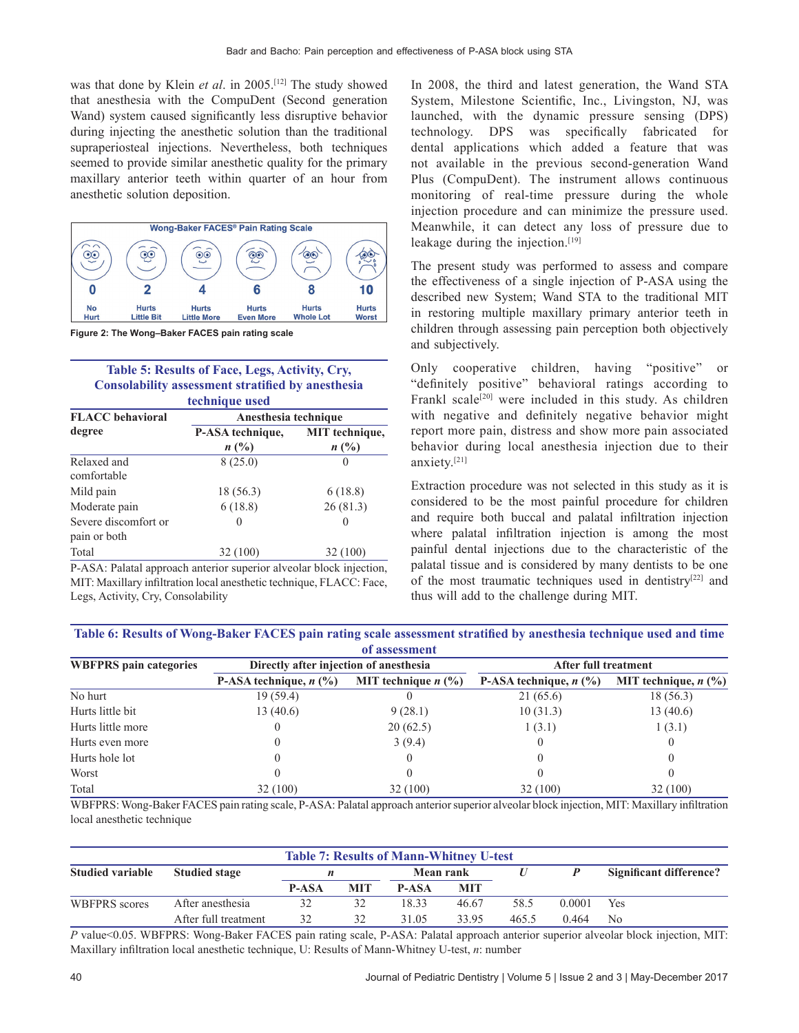was that done by Klein *et al*. in 2005.[12] The study showed that anesthesia with the CompuDent (Second generation Wand) system caused significantly less disruptive behavior during injecting the anesthetic solution than the traditional supraperiosteal injections. Nevertheless, both techniques seemed to provide similar anesthetic quality for the primary maxillary anterior teeth within quarter of an hour from anesthetic solution deposition.

Wong-Baker FACES® Pain Rating Scale

| 0 | 2 | 4 | 6 | 8 | 10 |
|---|---|---|---|---|---|
| No Hurt | Hurts Little Bit | Hurts Little More | Hurts Even More | Hurts Whole Lot | Hurts Worst |

**Figure 2: The Wong–Baker FACES pain rating scale**

**Table 5: Results of Face, Legs, Activity, Cry, Consolability assessment stratified by anesthesia technique used**

| FLACC behavioral degree | Anesthesia technique | |
|---|---|---|
| | P-ASA technique, *n* (%) | MIT technique, *n* (%) |
| Relaxed and comfortable | 8 (25.0) | 0 |
| Mild pain | 18 (56.3) | 6 (18.8) |
| Moderate pain | 6 (18.8) | 26 (81.3) |
| Severe discomfort or pain or both | 0 | 0 |
| Total | 32 (100) | 32 (100) |

P-ASA: Palatal approach anterior superior alveolar block injection, MIT: Maxillary infiltration local anesthetic technique, FLACC: Face, Legs, Activity, Cry, Consolability

In 2008, the third and latest generation, the Wand STA System, Milestone Scientific, Inc., Livingston, NJ, was launched, with the dynamic pressure sensing (DPS) technology. DPS was specifically fabricated for dental applications which added a feature that was not available in the previous second-generation Wand Plus (CompuDent). The instrument allows continuous monitoring of real-time pressure during the whole injection procedure and can minimize the pressure used. Meanwhile, it can detect any loss of pressure due to leakage during the injection.[19]

The present study was performed to assess and compare the effectiveness of a single injection of P-ASA using the described new System; Wand STA to the traditional MIT in restoring multiple maxillary primary anterior teeth in children through assessing pain perception both objectively and subjectively.

Only cooperative children, having "positive" or "definitely positive" behavioral ratings according to Frankl scale[20] were included in this study. As children with negative and definitely negative behavior might report more pain, distress and show more pain associated behavior during local anesthesia injection due to their anxiety.[21]

Extraction procedure was not selected in this study as it is considered to be the most painful procedure for children and require both buccal and palatal infiltration injection where palatal infiltration injection is among the most painful dental injections due to the characteristic of the palatal tissue and is considered by many dentists to be one of the most traumatic techniques used in dentistry[22] and thus will add to the challenge during MIT.

**Table 6: Results of Wong-Baker FACES pain rating scale assessment stratified by anesthesia technique used and time of assessment**

| WBFPRS pain categories | Directly after injection of anesthesia | | After full treatment | |
|---|---|---|---|---|
| | P-ASA technique, *n* (%) | MIT technique *n* (%) | P-ASA technique, *n* (%) | MIT technique, *n* (%) |
| No hurt | 19 (59.4) | 0 | 21 (65.6) | 18 (56.3) |
| Hurts little bit | 13 (40.6) | 9 (28.1) | 10 (31.3) | 13 (40.6) |
| Hurts little more | 0 | 20 (62.5) | 1 (3.1) | 1 (3.1) |
| Hurts even more | 0 | 3 (9.4) | 0 | 0 |
| Hurts hole lot | 0 | 0 | 0 | 0 |
| Worst | 0 | 0 | 0 | 0 |
| Total | 32 (100) | 32 (100) | 32 (100) | 32 (100) |

WBFPRS: Wong-Baker FACES pain rating scale, P-ASA: Palatal approach anterior superior alveolar block injection, MIT: Maxillary infiltration local anesthetic technique

**Table 7: Results of Mann-Whitney U-test**

| Studied variable | Studied stage | *n* | | Mean rank | | *U* | *P* | Significant difference? |
|---|---|---|---|---|---|---|---|---|
| | | P-ASA | MIT | P-ASA | MIT | | | |
| WBFPRS scores | After anesthesia | 32 | 32 | 18.33 | 46.67 | 58.5 | 0.0001 | Yes |
| | After full treatment | 32 | 32 | 31.05 | 33.95 | 465.5 | 0.464 | No |

*P* value<0.05. WBFPRS: Wong-Baker FACES pain rating scale, P-ASA: Palatal approach anterior superior alveolar block injection, MIT: Maxillary infiltration local anesthetic technique, U: Results of Mann-Whitney U-test, *n*: number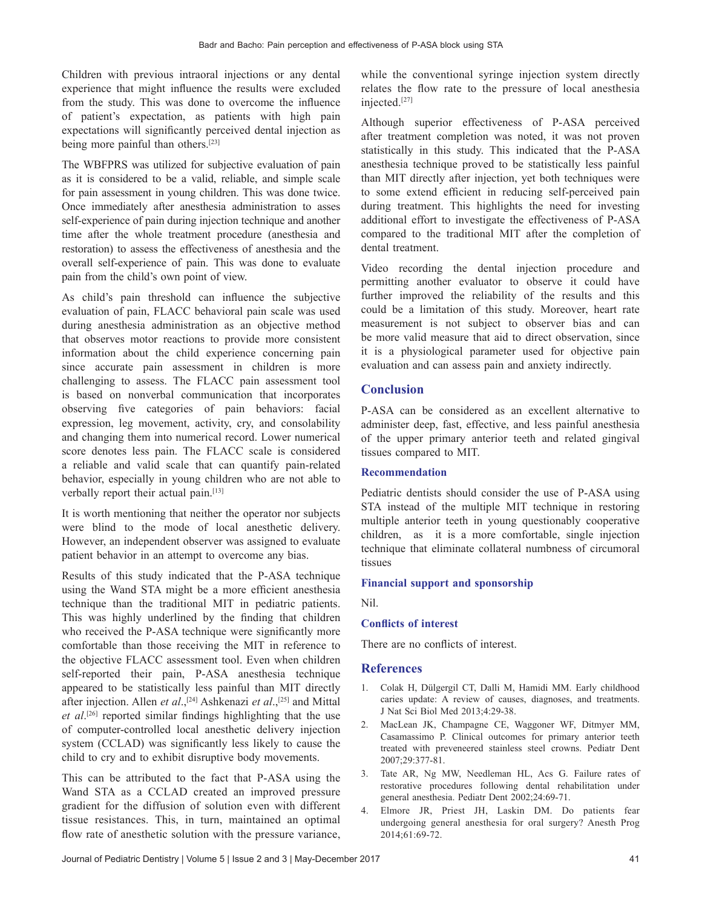Children with previous intraoral injections or any dental experience that might influence the results were excluded from the study. This was done to overcome the influence of patient's expectation, as patients with high pain expectations will significantly perceived dental injection as being more painful than others.[23]

The WBFPRS was utilized for subjective evaluation of pain as it is considered to be a valid, reliable, and simple scale for pain assessment in young children. This was done twice. Once immediately after anesthesia administration to asses self-experience of pain during injection technique and another time after the whole treatment procedure (anesthesia and restoration) to assess the effectiveness of anesthesia and the overall self-experience of pain. This was done to evaluate pain from the child's own point of view.

As child's pain threshold can influence the subjective evaluation of pain, FLACC behavioral pain scale was used during anesthesia administration as an objective method that observes motor reactions to provide more consistent information about the child experience concerning pain since accurate pain assessment in children is more challenging to assess. The FLACC pain assessment tool is based on nonverbal communication that incorporates observing five categories of pain behaviors: facial expression, leg movement, activity, cry, and consolability and changing them into numerical record. Lower numerical score denotes less pain. The FLACC scale is considered a reliable and valid scale that can quantify pain-related behavior, especially in young children who are not able to verbally report their actual pain.[13]

It is worth mentioning that neither the operator nor subjects were blind to the mode of local anesthetic delivery. However, an independent observer was assigned to evaluate patient behavior in an attempt to overcome any bias.

Results of this study indicated that the P-ASA technique using the Wand STA might be a more efficient anesthesia technique than the traditional MIT in pediatric patients. This was highly underlined by the finding that children who received the P-ASA technique were significantly more comfortable than those receiving the MIT in reference to the objective FLACC assessment tool. Even when children self-reported their pain, P-ASA anesthesia technique appeared to be statistically less painful than MIT directly after injection. Allen *et al*.,[24] Ashkenazi *et al*.,[25] and Mittal *et al*.[26] reported similar findings highlighting that the use of computer-controlled local anesthetic delivery injection system (CCLAD) was significantly less likely to cause the child to cry and to exhibit disruptive body movements.

This can be attributed to the fact that P-ASA using the Wand STA as a CCLAD created an improved pressure gradient for the diffusion of solution even with different tissue resistances. This, in turn, maintained an optimal flow rate of anesthetic solution with the pressure variance, while the conventional syringe injection system directly relates the flow rate to the pressure of local anesthesia injected.[27]

Although superior effectiveness of P-ASA perceived after treatment completion was noted, it was not proven statistically in this study. This indicated that the P-ASA anesthesia technique proved to be statistically less painful than MIT directly after injection, yet both techniques were to some extend efficient in reducing self-perceived pain during treatment. This highlights the need for investing additional effort to investigate the effectiveness of P-ASA compared to the traditional MIT after the completion of dental treatment.

Video recording the dental injection procedure and permitting another evaluator to observe it could have further improved the reliability of the results and this could be a limitation of this study. Moreover, heart rate measurement is not subject to observer bias and can be more valid measure that aid to direct observation, since it is a physiological parameter used for objective pain evaluation and can assess pain and anxiety indirectly.

## Conclusion

P-ASA can be considered as an excellent alternative to administer deep, fast, effective, and less painful anesthesia of the upper primary anterior teeth and related gingival tissues compared to MIT.

### Recommendation

Pediatric dentists should consider the use of P-ASA using STA instead of the multiple MIT technique in restoring multiple anterior teeth in young questionably cooperative children, as it is a more comfortable, single injection technique that eliminate collateral numbness of circumoral tissues

### Financial support and sponsorship

Nil.

### Conflicts of interest

There are no conflicts of interest.

## References

1. Colak H, Dülgergil CT, Dalli M, Hamidi MM. Early childhood caries update: A review of causes, diagnoses, and treatments. J Nat Sci Biol Med 2013;4:29-38.
2. MacLean JK, Champagne CE, Waggoner WF, Ditmyer MM, Casamassimo P. Clinical outcomes for primary anterior teeth treated with preveneered stainless steel crowns. Pediatr Dent 2007;29:377-81.
3. Tate AR, Ng MW, Needleman HL, Acs G. Failure rates of restorative procedures following dental rehabilitation under general anesthesia. Pediatr Dent 2002;24:69-71.
4. Elmore JR, Priest JH, Laskin DM. Do patients fear undergoing general anesthesia for oral surgery? Anesth Prog 2014;61:69-72.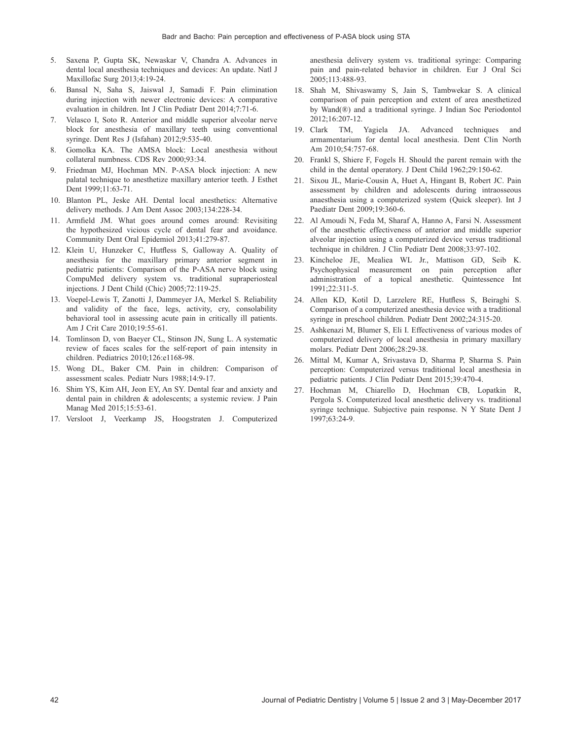5. Saxena P, Gupta SK, Newaskar V, Chandra A. Advances in dental local anesthesia techniques and devices: An update. Natl J Maxillofac Surg 2013;4:19-24.
6. Bansal N, Saha S, Jaiswal J, Samadi F. Pain elimination during injection with newer electronic devices: A comparative evaluation in children. Int J Clin Pediatr Dent 2014;7:71-6.
7. Velasco I, Soto R. Anterior and middle superior alveolar nerve block for anesthesia of maxillary teeth using conventional syringe. Dent Res J (Isfahan) 2012;9:535-40.
8. Gomolka KA. The AMSA block: Local anesthesia without collateral numbness. CDS Rev 2000;93:34.
9. Friedman MJ, Hochman MN. P-ASA block injection: A new palatal technique to anesthetize maxillary anterior teeth. J Esthet Dent 1999;11:63-71.
10. Blanton PL, Jeske AH. Dental local anesthetics: Alternative delivery methods. J Am Dent Assoc 2003;134:228-34.
11. Armfield JM. What goes around comes around: Revisiting the hypothesized vicious cycle of dental fear and avoidance. Community Dent Oral Epidemiol 2013;41:279-87.
12. Klein U, Hunzeker C, Hutfless S, Galloway A. Quality of anesthesia for the maxillary primary anterior segment in pediatric patients: Comparison of the P-ASA nerve block using CompuMed delivery system vs. traditional supraperiosteal injections. J Dent Child (Chic) 2005;72:119-25.
13. Voepel-Lewis T, Zanotti J, Dammeyer JA, Merkel S. Reliability and validity of the face, legs, activity, cry, consolability behavioral tool in assessing acute pain in critically ill patients. Am J Crit Care 2010;19:55-61.
14. Tomlinson D, von Baeyer CL, Stinson JN, Sung L. A systematic review of faces scales for the self-report of pain intensity in children. Pediatrics 2010;126:e1168-98.
15. Wong DL, Baker CM. Pain in children: Comparison of assessment scales. Pediatr Nurs 1988;14:9-17.
16. Shim YS, Kim AH, Jeon EY, An SY. Dental fear and anxiety and dental pain in children & adolescents; a systemic review. J Pain Manag Med 2015;15:53-61.
17. Versloot J, Veerkamp JS, Hoogstraten J. Computerized anesthesia delivery system vs. traditional syringe: Comparing pain and pain-related behavior in children. Eur J Oral Sci 2005;113:488-93.
18. Shah M, Shivaswamy S, Jain S, Tambwekar S. A clinical comparison of pain perception and extent of area anesthetized by Wand(®) and a traditional syringe. J Indian Soc Periodontol 2012;16:207-12.
19. Clark TM, Yagiela JA. Advanced techniques and armamentarium for dental local anesthesia. Dent Clin North Am 2010;54:757-68.
20. Frankl S, Shiere F, Fogels H. Should the parent remain with the child in the dental operatory. J Dent Child 1962;29:150-62.
21. Sixou JL, Marie-Cousin A, Huet A, Hingant B, Robert JC. Pain assessment by children and adolescents during intraosseous anaesthesia using a computerized system (Quick sleeper). Int J Paediatr Dent 2009;19:360-6.
22. Al Amoudi N, Feda M, Sharaf A, Hanno A, Farsi N. Assessment of the anesthetic effectiveness of anterior and middle superior alveolar injection using a computerized device versus traditional technique in children. J Clin Pediatr Dent 2008;33:97-102.
23. Kincheloe JE, Mealiea WL Jr., Mattison GD, Seib K. Psychophysical measurement on pain perception after administration of a topical anesthetic. Quintessence Int 1991;22:311-5.
24. Allen KD, Kotil D, Larzelere RE, Hutfless S, Beiraghi S. Comparison of a computerized anesthesia device with a traditional syringe in preschool children. Pediatr Dent 2002;24:315-20.
25. Ashkenazi M, Blumer S, Eli I. Effectiveness of various modes of computerized delivery of local anesthesia in primary maxillary molars. Pediatr Dent 2006;28:29-38.
26. Mittal M, Kumar A, Srivastava D, Sharma P, Sharma S. Pain perception: Computerized versus traditional local anesthesia in pediatric patients. J Clin Pediatr Dent 2015;39:470-4.
27. Hochman M, Chiarello D, Hochman CB, Lopatkin R, Pergola S. Computerized local anesthetic delivery vs. traditional syringe technique. Subjective pain response. N Y State Dent J 1997;63:24-9.